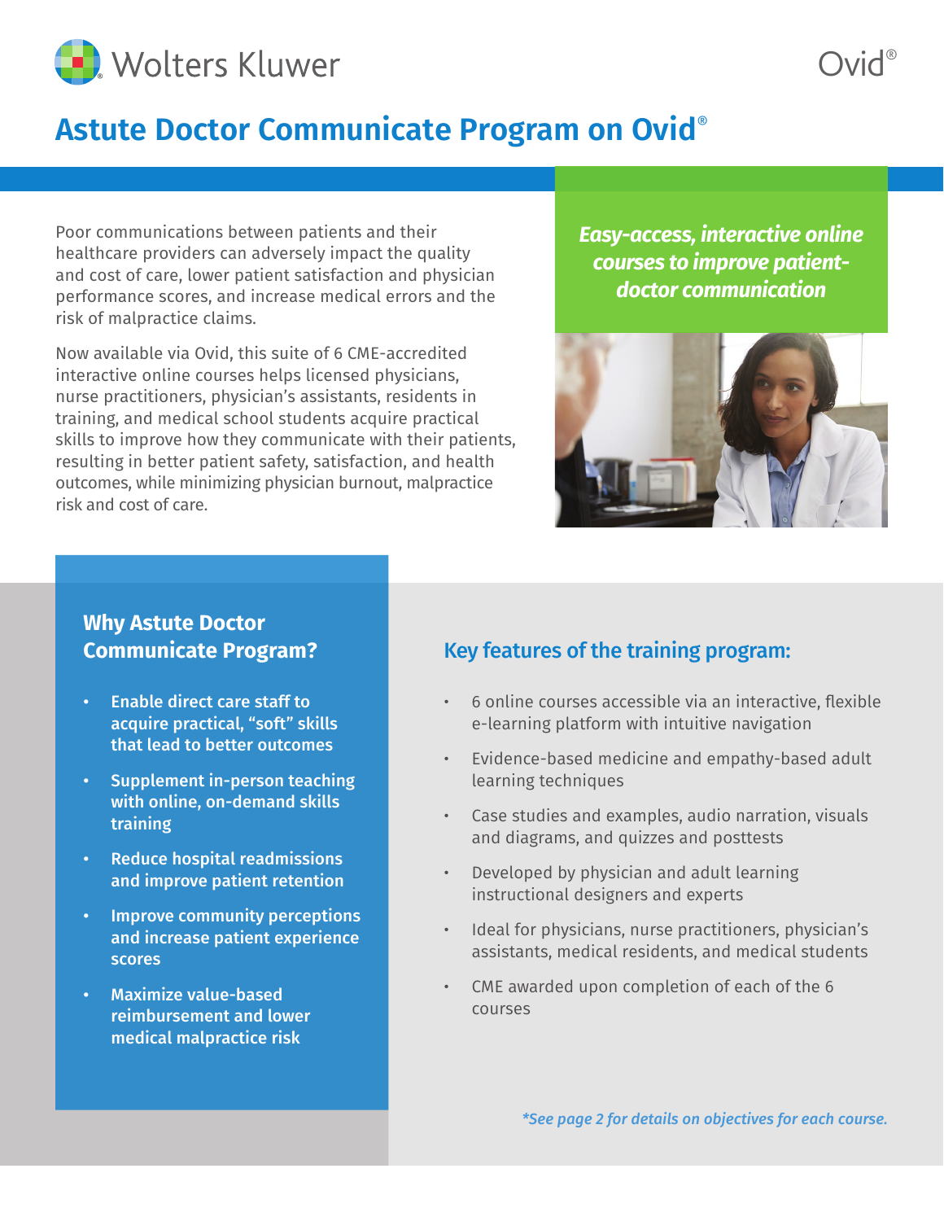# Astute Doctor Communicate Program on Ovid®

Poor communications between patients and their healthcare providers can adversely impact the quality and cost of care, lower patient satisfaction and physician performance scores, and increase medical errors and the risk of malpractice claims.

Now available via Ovid, this suite of 6 CME-accredited interactive online courses helps licensed physicians, nurse practitioners, physician's assistants, residents in training, and medical school students acquire practical skills to improve how they communicate with their patients, resulting in better patient safety, satisfaction, and health outcomes, while minimizing physician burnout, malpractice risk and cost of care.

***Easy-access, interactive online courses to improve patient-doctor communication***

## Why Astute Doctor Communicate Program?

- **Enable direct care staff to acquire practical, "soft" skills that lead to better outcomes**
- **Supplement in-person teaching with online, on-demand skills training**
- **Reduce hospital readmissions and improve patient retention**
- **Improve community perceptions and increase patient experience scores**
- **Maximize value-based reimbursement and lower medical malpractice risk**

## Key features of the training program:

- 6 online courses accessible via an interactive, flexible e-learning platform with intuitive navigation
- Evidence-based medicine and empathy-based adult learning techniques
- Case studies and examples, audio narration, visuals and diagrams, and quizzes and posttests
- Developed by physician and adult learning instructional designers and experts
- Ideal for physicians, nurse practitioners, physician's assistants, medical residents, and medical students
- CME awarded upon completion of each of the 6 courses

*\*See page 2 for details on objectives for each course.*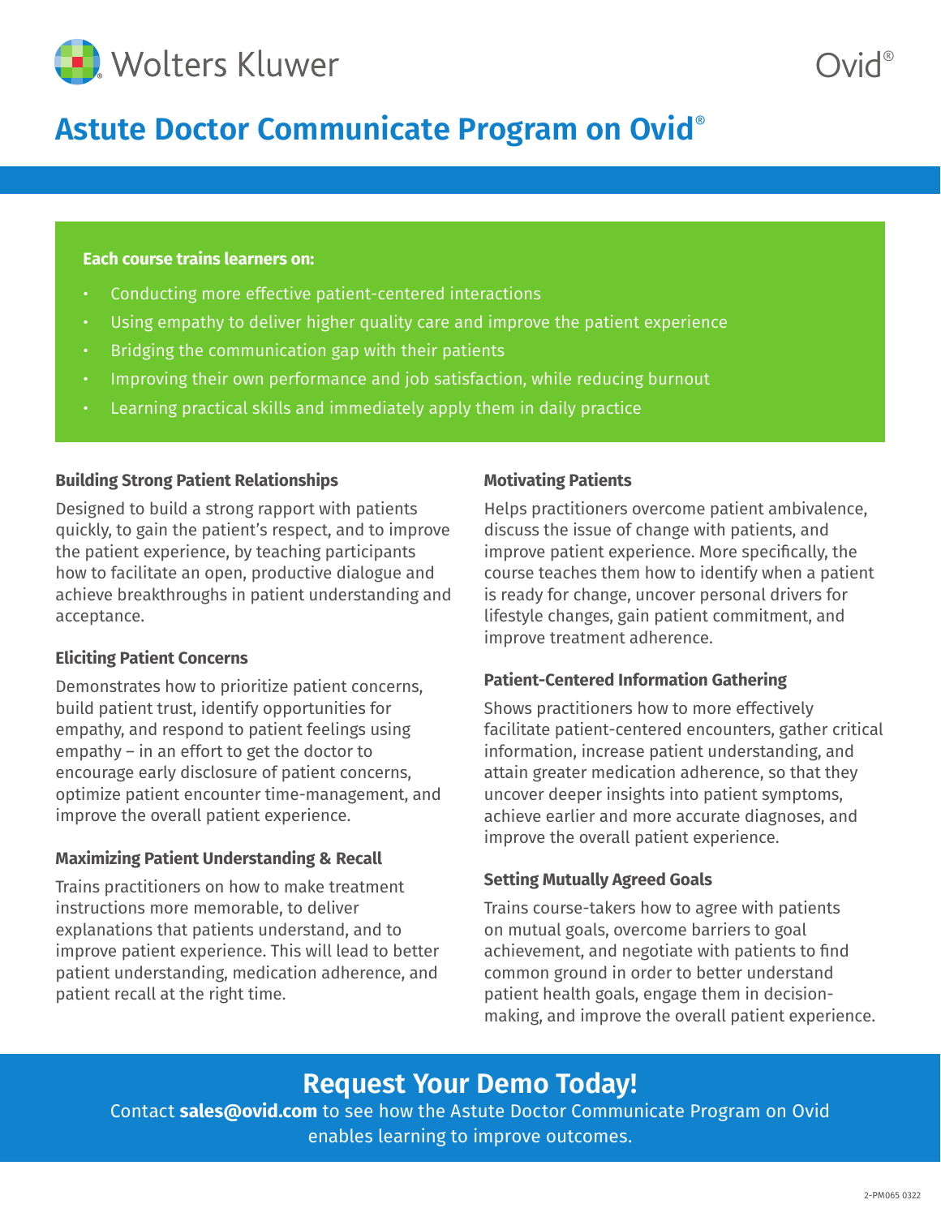# Astute Doctor Communicate Program on Ovid®

**Each course trains learners on:**

- Conducting more effective patient-centered interactions
- Using empathy to deliver higher quality care and improve the patient experience
- Bridging the communication gap with their patients
- Improving their own performance and job satisfaction, while reducing burnout
- Learning practical skills and immediately apply them in daily practice

### Building Strong Patient Relationships

Designed to build a strong rapport with patients quickly, to gain the patient's respect, and to improve the patient experience, by teaching participants how to facilitate an open, productive dialogue and achieve breakthroughs in patient understanding and acceptance.

### Eliciting Patient Concerns

Demonstrates how to prioritize patient concerns, build patient trust, identify opportunities for empathy, and respond to patient feelings using empathy – in an effort to get the doctor to encourage early disclosure of patient concerns, optimize patient encounter time-management, and improve the overall patient experience.

### Maximizing Patient Understanding & Recall

Trains practitioners on how to make treatment instructions more memorable, to deliver explanations that patients understand, and to improve patient experience. This will lead to better patient understanding, medication adherence, and patient recall at the right time.

### Motivating Patients

Helps practitioners overcome patient ambivalence, discuss the issue of change with patients, and improve patient experience. More specifically, the course teaches them how to identify when a patient is ready for change, uncover personal drivers for lifestyle changes, gain patient commitment, and improve treatment adherence.

### Patient-Centered Information Gathering

Shows practitioners how to more effectively facilitate patient-centered encounters, gather critical information, increase patient understanding, and attain greater medication adherence, so that they uncover deeper insights into patient symptoms, achieve earlier and more accurate diagnoses, and improve the overall patient experience.

### Setting Mutually Agreed Goals

Trains course-takers how to agree with patients on mutual goals, overcome barriers to goal achievement, and negotiate with patients to find common ground in order to better understand patient health goals, engage them in decision-making, and improve the overall patient experience.

## Request Your Demo Today!

Contact **sales@ovid.com** to see how the Astute Doctor Communicate Program on Ovid enables learning to improve outcomes.

2-PM065 0322